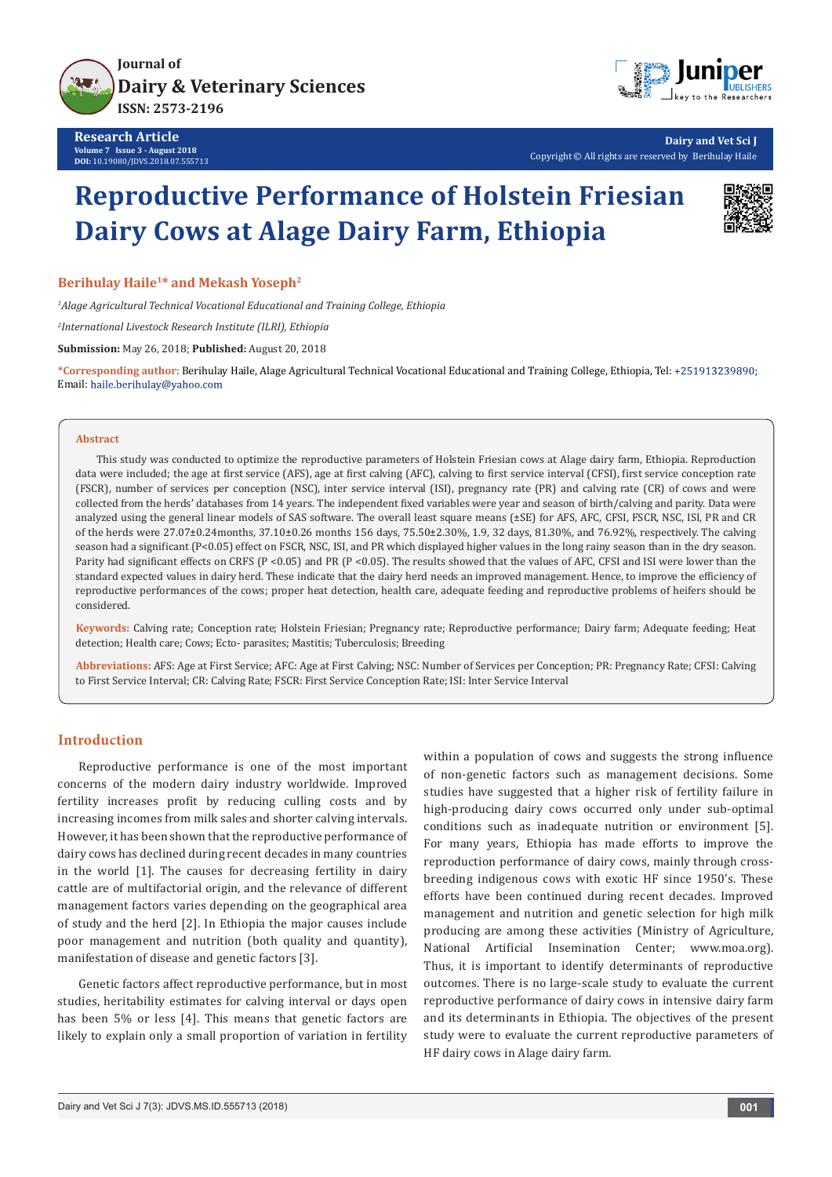Research Article

# Reproductive Performance of Holstein Friesian Dairy Cows at Alage Dairy Farm, Ethiopia

**Berihulay Haile[1]* and Mekash Yoseph[2]**

*[1]Alage Agricultural Technical Vocational Educational and Training College, Ethiopia*

*[2]International Livestock Research Institute (ILRI), Ethiopia*

**Submission:** May 26, 2018; **Published:** August 20, 2018

***Corresponding author:** Berihulay Haile, Alage Agricultural Technical Vocational Educational and Training College, Ethiopia, Tel: +251913239890; Email: haile.berihulay@yahoo.com

## Abstract

This study was conducted to optimize the reproductive parameters of Holstein Friesian cows at Alage dairy farm, Ethiopia. Reproduction data were included; the age at first service (AFS), age at first calving (AFC), calving to first service interval (CFSI), first service conception rate (FSCR), number of services per conception (NSC), inter service interval (ISI), pregnancy rate (PR) and calving rate (CR) of cows and were collected from the herds' databases from 14 years. The independent fixed variables were year and season of birth/calving and parity. Data were analyzed using the general linear models of SAS software. The overall least square means (±SE) for AFS, AFC, CFSI, FSCR, NSC, ISI, PR and CR of the herds were 27.07±0.24months, 37.10±0.26 months 156 days, 75.50±2.30%, 1.9, 32 days, 81.30%, and 76.92%, respectively. The calving season had a significant (P<0.05) effect on FSCR, NSC, ISI, and PR which displayed higher values in the long rainy season than in the dry season. Parity had significant effects on CRFS (P <0.05) and PR (P <0.05). The results showed that the values of AFC, CFSI and ISI were lower than the standard expected values in dairy herd. These indicate that the dairy herd needs an improved management. Hence, to improve the efficiency of reproductive performances of the cows; proper heat detection, health care, adequate feeding and reproductive problems of heifers should be considered.

**Keywords:** Calving rate; Conception rate; Holstein Friesian; Pregnancy rate; Reproductive performance; Dairy farm; Adequate feeding; Heat detection; Health care; Cows; Ecto- parasites; Mastitis; Tuberculosis; Breeding

**Abbreviations:** AFS: Age at First Service; AFC: Age at First Calving; NSC: Number of Services per Conception; PR: Pregnancy Rate; CFSI: Calving to First Service Interval; CR: Calving Rate; FSCR: First Service Conception Rate; ISI: Inter Service Interval

## Introduction

Reproductive performance is one of the most important concerns of the modern dairy industry worldwide. Improved fertility increases profit by reducing culling costs and by increasing incomes from milk sales and shorter calving intervals. However, it has been shown that the reproductive performance of dairy cows has declined during recent decades in many countries in the world [1]. The causes for decreasing fertility in dairy cattle are of multifactorial origin, and the relevance of different management factors varies depending on the geographical area of study and the herd [2]. In Ethiopia the major causes include poor management and nutrition (both quality and quantity), manifestation of disease and genetic factors [3].

Genetic factors affect reproductive performance, but in most studies, heritability estimates for calving interval or days open has been 5% or less [4]. This means that genetic factors are likely to explain only a small proportion of variation in fertility within a population of cows and suggests the strong influence of non-genetic factors such as management decisions. Some studies have suggested that a higher risk of fertility failure in high-producing dairy cows occurred only under sub-optimal conditions such as inadequate nutrition or environment [5]. For many years, Ethiopia has made efforts to improve the reproduction performance of dairy cows, mainly through cross-breeding indigenous cows with exotic HF since 1950's. These efforts have been continued during recent decades. Improved management and nutrition and genetic selection for high milk producing are among these activities (Ministry of Agriculture, National Artificial Insemination Center; www.moa.org). Thus, it is important to identify determinants of reproductive outcomes. There is no large-scale study to evaluate the current reproductive performance of dairy cows in intensive dairy farm and its determinants in Ethiopia. The objectives of the present study were to evaluate the current reproductive parameters of HF dairy cows in Alage dairy farm.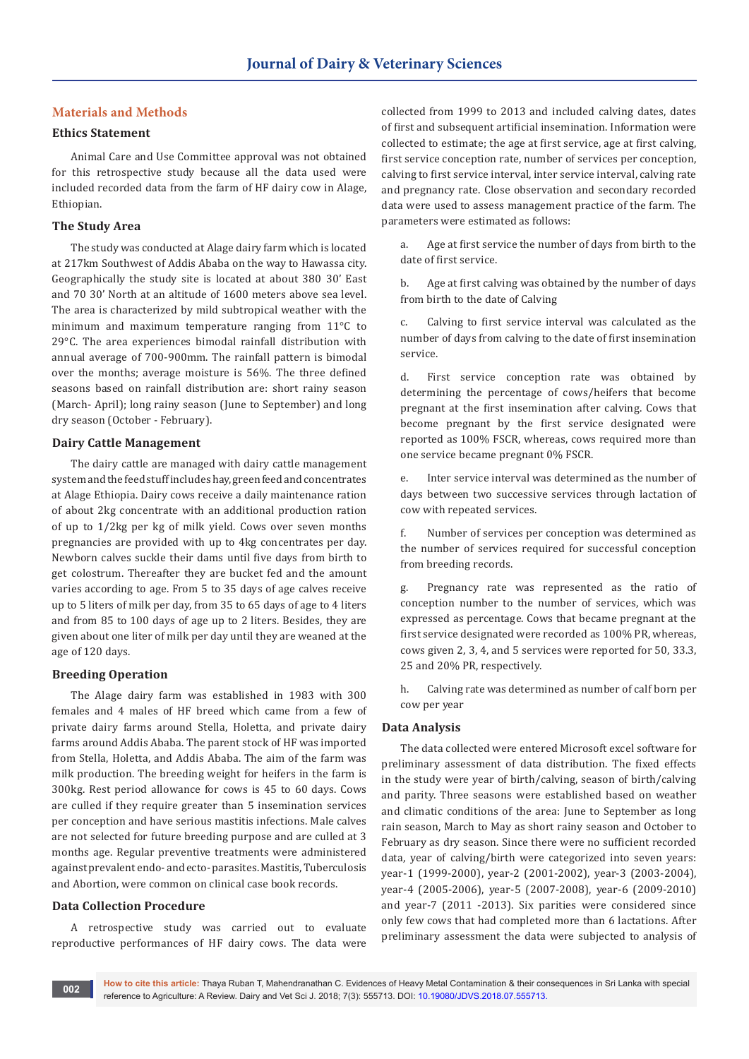## Materials and Methods

### Ethics Statement

Animal Care and Use Committee approval was not obtained for this retrospective study because all the data used were included recorded data from the farm of HF dairy cow in Alage, Ethiopian.

### The Study Area

The study was conducted at Alage dairy farm which is located at 217km Southwest of Addis Ababa on the way to Hawassa city. Geographically the study site is located at about 380 30' East and 70 30' North at an altitude of 1600 meters above sea level. The area is characterized by mild subtropical weather with the minimum and maximum temperature ranging from 11°C to 29°C. The area experiences bimodal rainfall distribution with annual average of 700-900mm. The rainfall pattern is bimodal over the months; average moisture is 56%. The three defined seasons based on rainfall distribution are: short rainy season (March- April); long rainy season (June to September) and long dry season (October - February).

### Dairy Cattle Management

The dairy cattle are managed with dairy cattle management system and the feed stuff includes hay, green feed and concentrates at Alage Ethiopia. Dairy cows receive a daily maintenance ration of about 2kg concentrate with an additional production ration of up to 1/2kg per kg of milk yield. Cows over seven months pregnancies are provided with up to 4kg concentrates per day. Newborn calves suckle their dams until five days from birth to get colostrum. Thereafter they are bucket fed and the amount varies according to age. From 5 to 35 days of age calves receive up to 5 liters of milk per day, from 35 to 65 days of age to 4 liters and from 85 to 100 days of age up to 2 liters. Besides, they are given about one liter of milk per day until they are weaned at the age of 120 days.

### Breeding Operation

The Alage dairy farm was established in 1983 with 300 females and 4 males of HF breed which came from a few of private dairy farms around Stella, Holetta, and private dairy farms around Addis Ababa. The parent stock of HF was imported from Stella, Holetta, and Addis Ababa. The aim of the farm was milk production. The breeding weight for heifers in the farm is 300kg. Rest period allowance for cows is 45 to 60 days. Cows are culled if they require greater than 5 insemination services per conception and have serious mastitis infections. Male calves are not selected for future breeding purpose and are culled at 3 months age. Regular preventive treatments were administered against prevalent endo- and ecto- parasites. Mastitis, Tuberculosis and Abortion, were common on clinical case book records.

### Data Collection Procedure

A retrospective study was carried out to evaluate reproductive performances of HF dairy cows. The data were collected from 1999 to 2013 and included calving dates, dates of first and subsequent artificial insemination. Information were collected to estimate; the age at first service, age at first calving, first service conception rate, number of services per conception, calving to first service interval, inter service interval, calving rate and pregnancy rate. Close observation and secondary recorded data were used to assess management practice of the farm. The parameters were estimated as follows:

a. Age at first service the number of days from birth to the date of first service.

b. Age at first calving was obtained by the number of days from birth to the date of Calving

c. Calving to first service interval was calculated as the number of days from calving to the date of first insemination service.

d. First service conception rate was obtained by determining the percentage of cows/heifers that become pregnant at the first insemination after calving. Cows that become pregnant by the first service designated were reported as 100% FSCR, whereas, cows required more than one service became pregnant 0% FSCR.

e. Inter service interval was determined as the number of days between two successive services through lactation of cow with repeated services.

f. Number of services per conception was determined as the number of services required for successful conception from breeding records.

g. Pregnancy rate was represented as the ratio of conception number to the number of services, which was expressed as percentage. Cows that became pregnant at the first service designated were recorded as 100% PR, whereas, cows given 2, 3, 4, and 5 services were reported for 50, 33.3, 25 and 20% PR, respectively.

h. Calving rate was determined as number of calf born per cow per year

### Data Analysis

The data collected were entered Microsoft excel software for preliminary assessment of data distribution. The fixed effects in the study were year of birth/calving, season of birth/calving and parity. Three seasons were established based on weather and climatic conditions of the area: June to September as long rain season, March to May as short rainy season and October to February as dry season. Since there were no sufficient recorded data, year of calving/birth were categorized into seven years: year-1 (1999-2000), year-2 (2001-2002), year-3 (2003-2004), year-4 (2005-2006), year-5 (2007-2008), year-6 (2009-2010) and year-7 (2011 -2013). Six parities were considered since only few cows that had completed more than 6 lactations. After preliminary assessment the data were subjected to analysis of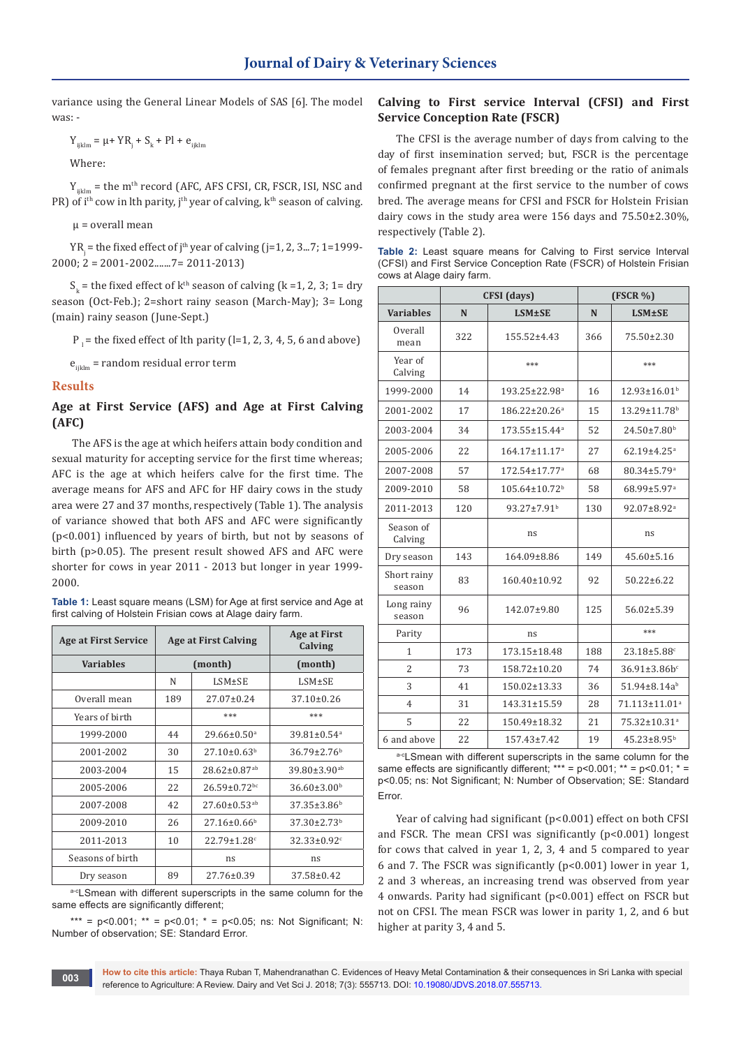variance using the General Linear Models of SAS [6]. The model was: -

$$Y_{ijklm} = \mu + YR_j + S_k + Pl + e_{ijklm}$$

Where:

$Y_{ijklm}$ = the m[th] record (AFC, AFS CFSI, CR, FSCR, ISI, NSC and PR) of i[th] cow in lth parity, j[th] year of calving, k[th] season of calving.

$\mu$ = overall mean

$YR_j$ = the fixed effect of j[th] year of calving (j=1, 2, 3...7; 1=1999-2000; 2 = 2001-2002.......7= 2011-2013)

$S_k$ = the fixed effect of k[th] season of calving (k =1, 2, 3; 1= dry season (Oct-Feb.); 2=short rainy season (March-May); 3= Long (main) rainy season (June-Sept.)

$P_l$ = the fixed effect of lth parity (l=1, 2, 3, 4, 5, 6 and above)

$e_{ijklm}$ = random residual error term

## Results

### Age at First Service (AFS) and Age at First Calving (AFC)

The AFS is the age at which heifers attain body condition and sexual maturity for accepting service for the first time whereas; AFC is the age at which heifers calve for the first time. The average means for AFS and AFC for HF dairy cows in the study area were 27 and 37 months, respectively (Table 1). The analysis of variance showed that both AFS and AFC were significantly (p<0.001) influenced by years of birth, but not by seasons of birth (p>0.05). The present result showed AFS and AFC were shorter for cows in year 2011 - 2013 but longer in year 1999-2000.

**Table 1:** Least square means (LSM) for Age at first service and Age at first calving of Holstein Frisian cows at Alage dairy farm.

| Age at First Service | Age at First Calving | | Age at First Calving |
|---|---|---|---|
| Variables | (month) | | (month) |
| | N | LSM±SE | LSM±SE |
| Overall mean | 189 | 27.07±0.24 | 37.10±0.26 |
| Years of birth | | *** | *** |
| 1999-2000 | 44 | 29.66±0.50[a] | 39.81±0.54[a] |
| 2001-2002 | 30 | 27.10±0.63[b] | 36.79±2.76[b] |
| 2003-2004 | 15 | 28.62±0.87[ab] | 39.80±3.90[ab] |
| 2005-2006 | 22 | 26.59±0.72[bc] | 36.60±3.00[b] |
| 2007-2008 | 42 | 27.60±0.53[ab] | 37.35±3.86[b] |
| 2009-2010 | 26 | 27.16±0.66[b] | 37.30±2.73[b] |
| 2011-2013 | 10 | 22.79±1.28[c] | 32.33±0.92[c] |
| Seasons of birth | | ns | ns |
| Dry season | 89 | 27.76±0.39 | 37.58±0.42 |

[a-c]LSmean with different superscripts in the same column for the same effects are significantly different;

*** = p<0.001; ** = p<0.01; * = p<0.05; ns: Not Significant; N: Number of observation; SE: Standard Error.

### Calving to First service Interval (CFSI) and First Service Conception Rate (FSCR)

The CFSI is the average number of days from calving to the day of first insemination served; but, FSCR is the percentage of females pregnant after first breeding or the ratio of animals confirmed pregnant at the first service to the number of cows bred. The average means for CFSI and FSCR for Holstein Frisian dairy cows in the study area were 156 days and 75.50±2.30%, respectively (Table 2).

**Table 2:** Least square means for Calving to First service Interval (CFSI) and First Service Conception Rate (FSCR) of Holstein Frisian cows at Alage dairy farm.

| | CFSI (days) | | (FSCR %) | |
|---|---|---|---|---|
| Variables | N | LSM±SE | N | LSM±SE |
| Overall mean | 322 | 155.52±4.43 | 366 | 75.50±2.30 |
| Year of Calving | | *** | | *** |
| 1999-2000 | 14 | 193.25±22.98[a] | 16 | 12.93±16.01[b] |
| 2001-2002 | 17 | 186.22±20.26[a] | 15 | 13.29±11.78[b] |
| 2003-2004 | 34 | 173.55±15.44[a] | 52 | 24.50±7.80[b] |
| 2005-2006 | 22 | 164.17±11.17[a] | 27 | 62.19±4.25[a] |
| 2007-2008 | 57 | 172.54±17.77[a] | 68 | 80.34±5.79[a] |
| 2009-2010 | 58 | 105.64±10.72[b] | 58 | 68.99±5.97[a] |
| 2011-2013 | 120 | 93.27±7.91[b] | 130 | 92.07±8.92[a] |
| Season of Calving | | ns | | ns |
| Dry season | 143 | 164.09±8.86 | 149 | 45.60±5.16 |
| Short rainy season | 83 | 160.40±10.92 | 92 | 50.22±6.22 |
| Long rainy season | 96 | 142.07±9.80 | 125 | 56.02±5.39 |
| Parity | | ns | | *** |
| 1 | 173 | 173.15±18.48 | 188 | 23.18±5.88[c] |
| 2 | 73 | 158.72±10.20 | 74 | 36.91±3.86b[c] |
| 3 | 41 | 150.02±13.33 | 36 | 51.94±8.14a[b] |
| 4 | 31 | 143.31±15.59 | 28 | 71.113±11.01[a] |
| 5 | 22 | 150.49±18.32 | 21 | 75.32±10.31[a] |
| 6 and above | 22 | 157.43±7.42 | 19 | 45.23±8.95[b] |

[a-c]LSmean with different superscripts in the same column for the same effects are significantly different; *** = p<0.001; ** = p<0.01; * = p<0.05; ns: Not Significant; N: Number of Observation; SE: Standard Error.

Year of calving had significant (p<0.001) effect on both CFSI and FSCR. The mean CFSI was significantly (p<0.001) longest for cows that calved in year 1, 2, 3, 4 and 5 compared to year 6 and 7. The FSCR was significantly (p<0.001) lower in year 1, 2 and 3 whereas, an increasing trend was observed from year 4 onwards. Parity had significant (p<0.001) effect on FSCR but not on CFSI. The mean FSCR was lower in parity 1, 2, and 6 but higher at parity 3, 4 and 5.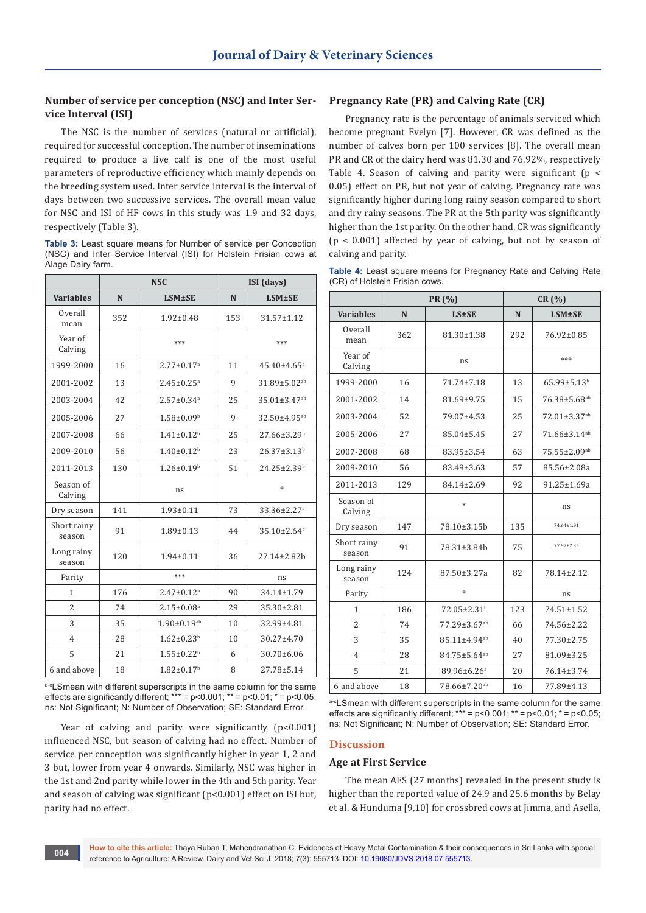## Number of service per conception (NSC) and Inter Service Interval (ISI)

The NSC is the number of services (natural or artificial), required for successful conception. The number of inseminations required to produce a live calf is one of the most useful parameters of reproductive efficiency which mainly depends on the breeding system used. Inter service interval is the interval of days between two successive services. The overall mean value for NSC and ISI of HF cows in this study was 1.9 and 32 days, respectively (Table 3).

**Table 3:** Least square means for Number of service per Conception (NSC) and Inter Service Interval (ISI) for Holstein Frisian cows at Alage Dairy farm.

| | NSC | | ISI (days) | |
|---|---|---|---|---|
| **Variables** | **N** | **LSM±SE** | **N** | **LSM±SE** |
| Overall mean | 352 | 1.92±0.48 | 153 | 31.57±1.12 |
| Year of Calving | | *** | | *** |
| 1999-2000 | 16 | 2.77±0.17[a] | 11 | 45.40±4.65[a] |
| 2001-2002 | 13 | 2.45±0.25[a] | 9 | 31.89±5.02[ab] |
| 2003-2004 | 42 | 2.57±0.34[a] | 25 | 35.01±3.47[ab] |
| 2005-2006 | 27 | 1.58±0.09[b] | 9 | 32.50±4.95[ab] |
| 2007-2008 | 66 | 1.41±0.12[b] | 25 | 27.66±3.29[b] |
| 2009-2010 | 56 | 1.40±0.12[b] | 23 | 26.37±3.13[b] |
| 2011-2013 | 130 | 1.26±0.19[b] | 51 | 24.25±2.39[b] |
| Season of Calving | | ns | | * |
| Dry season | 141 | 1.93±0.11 | 73 | 33.36±2.27[a] |
| Short rainy season | 91 | 1.89±0.13 | 44 | 35.10±2.64[a] |
| Long rainy season | 120 | 1.94±0.11 | 36 | 27.14±2.82b |
| Parity | | *** | | ns |
| 1 | 176 | 2.47±0.12[a] | 90 | 34.14±1.79 |
| 2 | 74 | 2.15±0.08[a] | 29 | 35.30±2.81 |
| 3 | 35 | 1.90±0.19[ab] | 10 | 32.99±4.81 |
| 4 | 28 | 1.62±0.23[b] | 10 | 30.27±4.70 |
| 5 | 21 | 1.55±0.22[b] | 6 | 30.70±6.06 |
| 6 and above | 18 | 1.82±0.17[b] | 8 | 27.78±5.14 |

[a-c]LSmean with different superscripts in the same column for the same effects are significantly different; *** = p<0.001; ** = p<0.01; * = p<0.05; ns: Not Significant; N: Number of Observation; SE: Standard Error.

Year of calving and parity were significantly (p<0.001) influenced NSC, but season of calving had no effect. Number of service per conception was significantly higher in year 1, 2 and 3 but, lower from year 4 onwards. Similarly, NSC was higher in the 1st and 2nd parity while lower in the 4th and 5th parity. Year and season of calving was significant (p<0.001) effect on ISI but, parity had no effect.

## Pregnancy Rate (PR) and Calving Rate (CR)

Pregnancy rate is the percentage of animals serviced which become pregnant Evelyn [7]. However, CR was defined as the number of calves born per 100 services [8]. The overall mean PR and CR of the dairy herd was 81.30 and 76.92%, respectively Table 4. Season of calving and parity were significant (p < 0.05) effect on PR, but not year of calving. Pregnancy rate was significantly higher during long rainy season compared to short and dry rainy seasons. The PR at the 5th parity was significantly higher than the 1st parity. On the other hand, CR was significantly (p < 0.001) affected by year of calving, but not by season of calving and parity.

**Table 4:** Least square means for Pregnancy Rate and Calving Rate (CR) of Holstein Frisian cows.

| | PR (%) | | CR (%) | |
|---|---|---|---|---|
| **Variables** | **N** | **LS±SE** | **N** | **LSM±SE** |
| Overall mean | 362 | 81.30±1.38 | 292 | 76.92±0.85 |
| Year of Calving | | ns | | *** |
| 1999-2000 | 16 | 71.74±7.18 | 13 | 65.99±5.13[b] |
| 2001-2002 | 14 | 81.69±9.75 | 15 | 76.38±5.68[ab] |
| 2003-2004 | 52 | 79.07±4.53 | 25 | 72.01±3.37[ab] |
| 2005-2006 | 27 | 85.04±5.45 | 27 | 71.66±3.14[ab] |
| 2007-2008 | 68 | 83.95±3.54 | 63 | 75.55±2.09[ab] |
| 2009-2010 | 56 | 83.49±3.63 | 57 | 85.56±2.08a |
| 2011-2013 | 129 | 84.14±2.69 | 92 | 91.25±1.69a |
| Season of Calving | | * | | ns |
| Dry season | 147 | 78.10±3.15b | 135 | 74.64±1.91 |
| Short rainy season | 91 | 78.31±3.84b | 75 | 77.97±2.35 |
| Long rainy season | 124 | 87.50±3.27a | 82 | 78.14±2.12 |
| Parity | | * | | ns |
| 1 | 186 | 72.05±2.31[b] | 123 | 74.51±1.52 |
| 2 | 74 | 77.29±3.67[ab] | 66 | 74.56±2.22 |
| 3 | 35 | 85.11±4.94[ab] | 40 | 77.30±2.75 |
| 4 | 28 | 84.75±5.64[ab] | 27 | 81.09±3.25 |
| 5 | 21 | 89.96±6.26[a] | 20 | 76.14±3.74 |
| 6 and above | 18 | 78.66±7.20[ab] | 16 | 77.89±4.13 |

[a-c]LSmean with different superscripts in the same column for the same effects are significantly different; *** = p<0.001; ** = p<0.01; * = p<0.05; ns: Not Significant; N: Number of Observation; SE: Standard Error.

# Discussion

## Age at First Service

The mean AFS (27 months) revealed in the present study is higher than the reported value of 24.9 and 25.6 months by Belay et al. & Hunduma [9,10] for crossbred cows at Jimma, and Asella,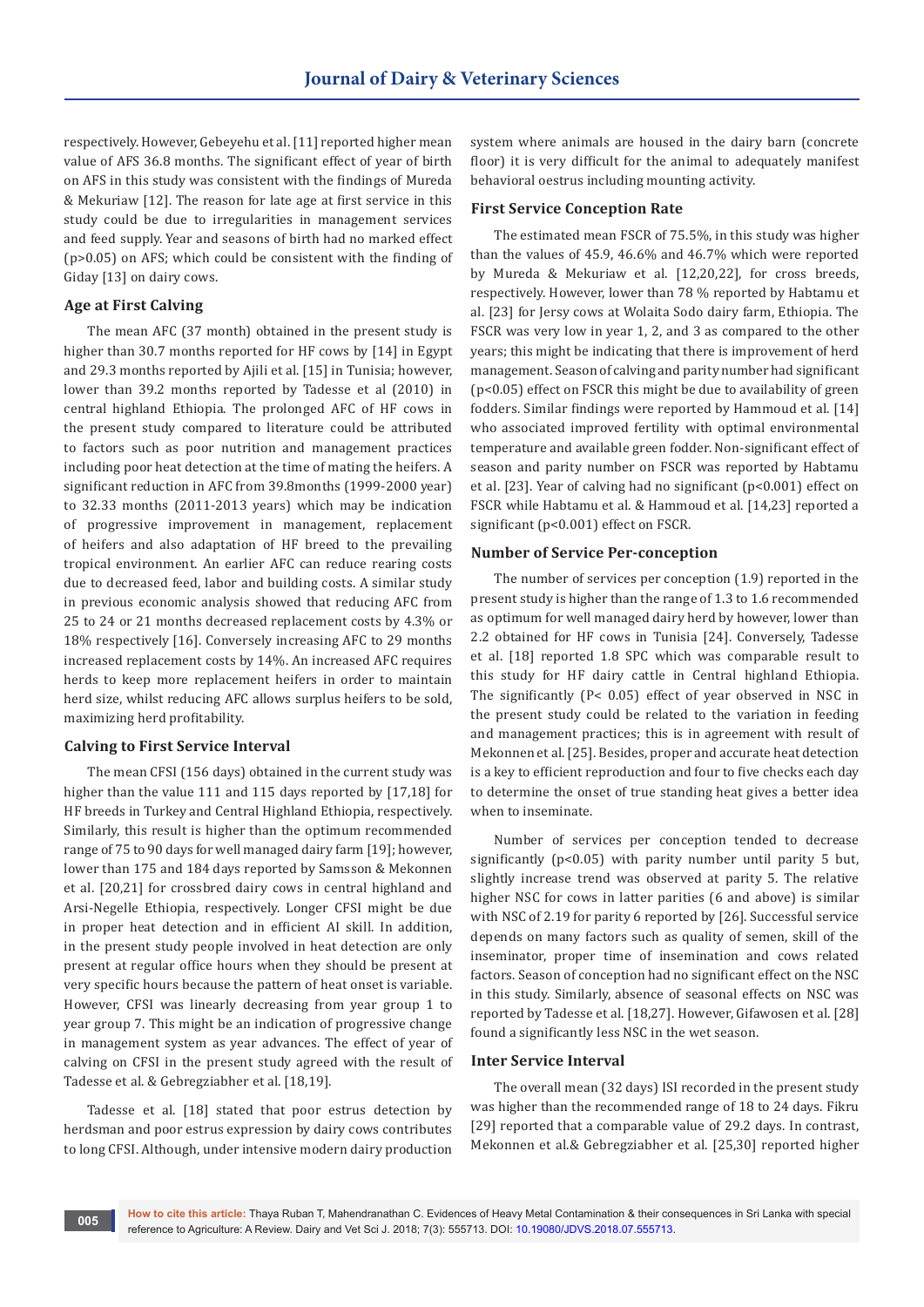respectively. However, Gebeyehu et al. [11] reported higher mean value of AFS 36.8 months. The significant effect of year of birth on AFS in this study was consistent with the findings of Mureda & Mekuriaw [12]. The reason for late age at first service in this study could be due to irregularities in management services and feed supply. Year and seasons of birth had no marked effect ($p>0.05$) on AFS; which could be consistent with the finding of Giday [13] on dairy cows.

### Age at First Calving

The mean AFC (37 month) obtained in the present study is higher than 30.7 months reported for HF cows by [14] in Egypt and 29.3 months reported by Ajili et al. [15] in Tunisia; however, lower than 39.2 months reported by Tadesse et al (2010) in central highland Ethiopia. The prolonged AFC of HF cows in the present study compared to literature could be attributed to factors such as poor nutrition and management practices including poor heat detection at the time of mating the heifers. A significant reduction in AFC from 39.8months (1999-2000 year) to 32.33 months (2011-2013 years) which may be indication of progressive improvement in management, replacement of heifers and also adaptation of HF breed to the prevailing tropical environment. An earlier AFC can reduce rearing costs due to decreased feed, labor and building costs. A similar study in previous economic analysis showed that reducing AFC from 25 to 24 or 21 months decreased replacement costs by 4.3% or 18% respectively [16]. Conversely increasing AFC to 29 months increased replacement costs by 14%. An increased AFC requires herds to keep more replacement heifers in order to maintain herd size, whilst reducing AFC allows surplus heifers to be sold, maximizing herd profitability.

### Calving to First Service Interval

The mean CFSI (156 days) obtained in the current study was higher than the value 111 and 115 days reported by [17,18] for HF breeds in Turkey and Central Highland Ethiopia, respectively. Similarly, this result is higher than the optimum recommended range of 75 to 90 days for well managed dairy farm [19]; however, lower than 175 and 184 days reported by Samsson & Mekonnen et al. [20,21] for crossbred dairy cows in central highland and Arsi-Negelle Ethiopia, respectively. Longer CFSI might be due in proper heat detection and in efficient AI skill. In addition, in the present study people involved in heat detection are only present at regular office hours when they should be present at very specific hours because the pattern of heat onset is variable. However, CFSI was linearly decreasing from year group 1 to year group 7. This might be an indication of progressive change in management system as year advances. The effect of year of calving on CFSI in the present study agreed with the result of Tadesse et al. & Gebregziabher et al. [18,19].

Tadesse et al. [18] stated that poor estrus detection by herdsman and poor estrus expression by dairy cows contributes to long CFSI. Although, under intensive modern dairy production system where animals are housed in the dairy barn (concrete floor) it is very difficult for the animal to adequately manifest behavioral oestrus including mounting activity.

### First Service Conception Rate

The estimated mean FSCR of 75.5%, in this study was higher than the values of 45.9, 46.6% and 46.7% which were reported by Mureda & Mekuriaw et al. [12,20,22], for cross breeds, respectively. However, lower than 78 % reported by Habtamu et al. [23] for Jersy cows at Wolaita Sodo dairy farm, Ethiopia. The FSCR was very low in year 1, 2, and 3 as compared to the other years; this might be indicating that there is improvement of herd management. Season of calving and parity number had significant ($p<0.05$) effect on FSCR this might be due to availability of green fodders. Similar findings were reported by Hammoud et al. [14] who associated improved fertility with optimal environmental temperature and available green fodder. Non-significant effect of season and parity number on FSCR was reported by Habtamu et al. [23]. Year of calving had no significant ($p<0.001$) effect on FSCR while Habtamu et al. & Hammoud et al. [14,23] reported a significant ($p<0.001$) effect on FSCR.

### Number of Service Per-conception

The number of services per conception (1.9) reported in the present study is higher than the range of 1.3 to 1.6 recommended as optimum for well managed dairy herd by however, lower than 2.2 obtained for HF cows in Tunisia [24]. Conversely, Tadesse et al. [18] reported 1.8 SPC which was comparable result to this study for HF dairy cattle in Central highland Ethiopia. The significantly ($P< 0.05$) effect of year observed in NSC in the present study could be related to the variation in feeding and management practices; this is in agreement with result of Mekonnen et al. [25]. Besides, proper and accurate heat detection is a key to efficient reproduction and four to five checks each day to determine the onset of true standing heat gives a better idea when to inseminate.

Number of services per conception tended to decrease significantly ($p<0.05$) with parity number until parity 5 but, slightly increase trend was observed at parity 5. The relative higher NSC for cows in latter parities (6 and above) is similar with NSC of 2.19 for parity 6 reported by [26]. Successful service depends on many factors such as quality of semen, skill of the inseminator, proper time of insemination and cows related factors. Season of conception had no significant effect on the NSC in this study. Similarly, absence of seasonal effects on NSC was reported by Tadesse et al. [18,27]. However, Gifawosen et al. [28] found a significantly less NSC in the wet season.

### Inter Service Interval

The overall mean (32 days) ISI recorded in the present study was higher than the recommended range of 18 to 24 days. Fikru [29] reported that a comparable value of 29.2 days. In contrast, Mekonnen et al.& Gebregziabher et al. [25,30] reported higher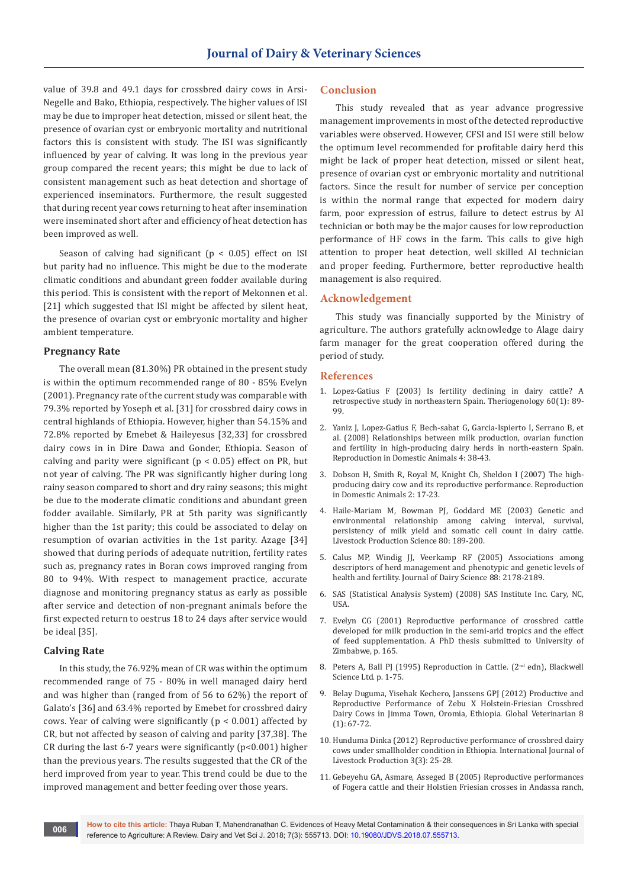value of 39.8 and 49.1 days for crossbred dairy cows in Arsi-Negelle and Bako, Ethiopia, respectively. The higher values of ISI may be due to improper heat detection, missed or silent heat, the presence of ovarian cyst or embryonic mortality and nutritional factors this is consistent with study. The ISI was significantly influenced by year of calving. It was long in the previous year group compared the recent years; this might be due to lack of consistent management such as heat detection and shortage of experienced inseminators. Furthermore, the result suggested that during recent year cows returning to heat after insemination were inseminated short after and efficiency of heat detection has been improved as well.

Season of calving had significant ($p < 0.05$) effect on ISI but parity had no influence. This might be due to the moderate climatic conditions and abundant green fodder available during this period. This is consistent with the report of Mekonnen et al. [21] which suggested that ISI might be affected by silent heat, the presence of ovarian cyst or embryonic mortality and higher ambient temperature.

### Pregnancy Rate

The overall mean (81.30%) PR obtained in the present study is within the optimum recommended range of 80 - 85% Evelyn (2001). Pregnancy rate of the current study was comparable with 79.3% reported by Yoseph et al. [31] for crossbred dairy cows in central highlands of Ethiopia. However, higher than 54.15% and 72.8% reported by Emebet & Haileyesus [32,33] for crossbred dairy cows in in Dire Dawa and Gonder, Ethiopia. Season of calving and parity were significant ($p < 0.05$) effect on PR, but not year of calving. The PR was significantly higher during long rainy season compared to short and dry rainy seasons; this might be due to the moderate climatic conditions and abundant green fodder available. Similarly, PR at 5th parity was significantly higher than the 1st parity; this could be associated to delay on resumption of ovarian activities in the 1st parity. Azage [34] showed that during periods of adequate nutrition, fertility rates such as, pregnancy rates in Boran cows improved ranging from 80 to 94%. With respect to management practice, accurate diagnose and monitoring pregnancy status as early as possible after service and detection of non-pregnant animals before the first expected return to oestrus 18 to 24 days after service would be ideal [35].

### Calving Rate

In this study, the 76.92% mean of CR was within the optimum recommended range of 75 - 80% in well managed dairy herd and was higher than (ranged from of 56 to 62%) the report of Galato's [36] and 63.4% reported by Emebet for crossbred dairy cows. Year of calving were significantly ($p < 0.001$) affected by CR, but not affected by season of calving and parity [37,38]. The CR during the last 6-7 years were significantly ($p<0.001$) higher than the previous years. The results suggested that the CR of the herd improved from year to year. This trend could be due to the improved management and better feeding over those years.

## Conclusion

This study revealed that as year advance progressive management improvements in most of the detected reproductive variables were observed. However, CFSI and ISI were still below the optimum level recommended for profitable dairy herd this might be lack of proper heat detection, missed or silent heat, presence of ovarian cyst or embryonic mortality and nutritional factors. Since the result for number of service per conception is within the normal range that expected for modern dairy farm, poor expression of estrus, failure to detect estrus by AI technician or both may be the major causes for low reproduction performance of HF cows in the farm. This calls to give high attention to proper heat detection, well skilled AI technician and proper feeding. Furthermore, better reproductive health management is also required.

## Acknowledgement

This study was financially supported by the Ministry of agriculture. The authors gratefully acknowledge to Alage dairy farm manager for the great cooperation offered during the period of study.

## References

1. Lopez-Gatius F (2003) Is fertility declining in dairy cattle? A retrospective study in northeastern Spain. Theriogenology 60(1): 89-99.
2. Yaniz J, Lopez-Gatius F, Bech-sabat G, Garcia-Ispierto I, Serrano B, et al. (2008) Relationships between milk production, ovarian function and fertility in high-producing dairy herds in north-eastern Spain. Reproduction in Domestic Animals 4: 38-43.
3. Dobson H, Smith R, Royal M, Knight Ch, Sheldon I (2007) The high-producing dairy cow and its reproductive performance. Reproduction in Domestic Animals 2: 17-23.
4. Haile-Mariam M, Bowman PJ, Goddard ME (2003) Genetic and environmental relationship among calving interval, survival, persistency of milk yield and somatic cell count in dairy cattle. Livestock Production Science 80: 189-200.
5. Calus MP, Windig JJ, Veerkamp RF (2005) Associations among descriptors of herd management and phenotypic and genetic levels of health and fertility. Journal of Dairy Science 88: 2178-2189.
6. SAS (Statistical Analysis System) (2008) SAS Institute Inc. Cary, NC, USA.
7. Evelyn CG (2001) Reproductive performance of crossbred cattle developed for milk production in the semi-arid tropics and the effect of feed supplementation. A PhD thesis submitted to University of Zimbabwe, p. 165.
8. Peters A, Ball PJ (1995) Reproduction in Cattle. (2nd edn), Blackwell Science Ltd. p. 1-75.
9. Belay Duguma, Yisehak Kechero, Janssens GPJ (2012) Productive and Reproductive Performance of Zebu X Holstein-Friesian Crossbred Dairy Cows in Jimma Town, Oromia, Ethiopia. Global Veterinarian 8 (1): 67-72.
10. Hunduma Dinka (2012) Reproductive performance of crossbred dairy cows under smallholder condition in Ethiopia. International Journal of Livestock Production 3(3): 25-28.
11. Gebeyehu GA, Asmare, Asseged B (2005) Reproductive performances of Fogera cattle and their Holstien Friesian crosses in Andassa ranch,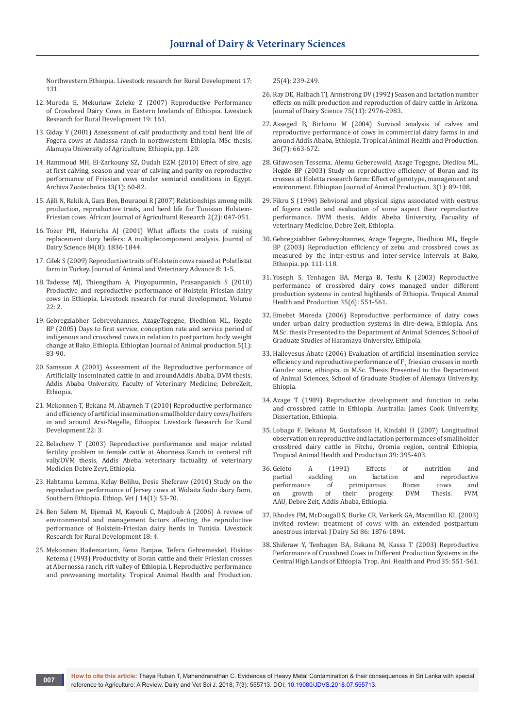Northwestern Ethiopia. Livestock research for Rural Development 17: 131.

12. Mureda E, Mekuriaw Zeleke Z (2007) Reproductive Performance of Crossbred Dairy Cows in Eastern lowlands of Ethiopia. Livestock Research for Rural Development 19: 161.
13. Giday Y (2001) Assessment of calf productivity and total herd life of Fogera cows at Andassa ranch in northwestern Ethiopia. MSc thesis, Alamaya University of Agriculture, Ethiopia, pp. 120.
14. Hammoud MH, El-Zarkouny SZ, Oudah EZM (2010) Effect of sire, age at first calving, season and year of calving and parity on reproductive performance of Friesian cows under semiarid conditions in Egypt. Archiva Zootechnica 13(1): 60-82.
15. Ajili N, Rekik A, Gara Ben, Bouraoui R (2007) Relationships among milk production, reproductive traits, and herd life for Tunisian Holstein-Friesian cows. African Journal of Agricultural Research 2(2): 047-051.
16. Tozer PR, Heinrichs AJ (2001) What affects the costs of raising replacement dairy heifers: A multiplecomponent analysis. Journal of Dairy Science 84(8): 1836-1844.
17. Cilek S (2009) Reproductive traits of Holstein cows raised at Polatlistat farm in Turkey. Journal of Animal and Veterinary Advance 8: 1-5.
18. Tadesse MJ, Thiengtham A, Pinyopummin, Prasanpanich S (2010) Productive and reproductive performance of Holstein Friesian dairy cows in Ethiopia. Livestock research for rural development. Volume 22: 2.
19. Gebregziabher Gebreyohannes, AzageTegegne, Diedhion ML, Hegde BP (2005) Days to first service, conception rate and service period of indigenous and crossbred cows in relation to postpartum body weight change at Bako, Ethiopia. Ethiopian Journal of Animal production 5(1): 83-90.
20. Samsson A (2001) Assessment of the Reproductive performance of Artificially inseminated cattle in and aroundAddis Ababa, DVM thesis, Addis Ababa University, Faculty of Veterinary Medicine, DebreZeit, Ethiopia.
21. Mekonnen T, Bekana M, Abayneh T (2010) Reproductive performance and efficiency of artificial insemination smallholder dairy cows/heifers in and around Arsi-Negelle, Ethiopia. Livestock Research for Rural Development 22: 3.
22. Belachew T (2003) Reproductive periformance and major related fertility problem in female cattle at Abornesa Ranch in centeral rift vally.DVM thesis, Addis Abeba veterinary factuality of veterinary Medicien Debre Zeyt, Ethiopia.
23. Habtamu Lemma, Kelay Belihu, Desie Sheferaw (2010) Study on the reproductive performance of Jersey cows at Wolaita Sodo dairy farm, Southern Ethiopia. Ethiop. Vet J 14(1): 53-70.
24. Ben Salem M, Djemali M, Kayouli C, Majdoub A (2006) A review of environmental and management factors affecting the reproductive performance of Holstein-Friesian dairy herds in Tunisia. Livestock Research for Rural Development 18: 4.
25. Mekonnen Hailemariam, Keno Banjaw, Tefera Gebremeskel, Hiskias Ketema (1993) Productivity of Boran cattle and their Friesian crosses at Abernossa ranch, rift valley of Ethiopia. I. Reproductive performance and preweaning mortality. Tropical Animal Health and Production. 25(4): 239-249.
26. Ray DE, Halbach TJ, Armstrong DV (1992) Season and lactation number effects on milk production and reproduction of dairy cattle in Arizona. Journal of Dairy Science 75(11): 2976-2983.
27. Asseged B, Birhanu M (2004) Survival analysis of calves and reproductive performance of cows in commercial dairy farms in and around Addis Ababa, Ethiopia. Tropical Animal Health and Production. 36(7): 663-672.
28. Gifawosen Tessema, Alemu Geberewold, Azage Tegegne, Diediou ML, Hegde BP (2003) Study on reproductive efficiency of Boran and its crosses at Holetta research farm: Effect of genotype, management and environment. Ethiopian Journal of Animal Production. 3(1): 89-108.
29. Fikru S (1994) Behvioral and physical signs associated with oestrus of fogera cattle and evaluation of some aspect their reproductive performance. DVM thesis, Addis Abeba University, Faculity of veterinary Medicine, Debre Zeit, Ethiopia.
30. Gebregziabher Gebreyohannes, Azage Tegegne, Diedhiou ML, Hegde BP (2003) Reproduction efficiency of zebu and crossbred cows as measured by the inter-estrus and inter-service intervals at Bako, Ethiopia. pp. 111-118.
31. Yoseph S, Tenhagen BA, Merga B, Tesfu K (2003) Reproductive performance of crossbred dairy cows managed under different production systems in central highlands of Ethiopia. Tropical Animal Health and Production 35(6): 551-561.
32. Emebet Moreda (2006) Reproductive performance of dairy cows under urban dairy production systems in dire-dewa, Ethiopia. Ans. M.Sc. thesis Presented to the Department of Animal Sciences, School of Graduate Studies of Haramaya University, Ethiopia.
33. Haileyesus Abate (2006) Evaluation of artificial insemination service efficiency and reproductive performance of $F_1$ friesian crosses in north Gonder zone, ethiopia. in M.Sc. Thesis Presented to the Department of Animal Sciences, School of Graduate Studies of Alemaya University, Ehiopia.
34. Azage T (1989) Reproductive development and function in zebu and crossbred cattle in Ethiopia. Australia: James Cook University, Dissertation, Ethiopia.
35. Lobago F, Bekana M, Gustafsson H, Kindahl H (2007) Longitudinal observation on reproductive and lactation performances of smallholder crossbred dairy cattle in Fitche, Oromia region, central Ethiopia, Tropical Animal Health and Production 39: 395-403.
36. Geleto A (1991) Effects of nutrition and partial suckling on lactation and reproductive performance of primiparous Boran cows and on growth of their progeny. DVM Thesis. FVM, AAU, Debre Zeit, Addis Ababa, Ethiopia.
37. Rhodes FM, McDougall S, Burke CR, Verkerk GA, Macmillan KL (2003) Invited review: treatment of cows with an extended postpartum anestrous interval. J Dairy Sci 86: 1876-1894.
38. Shiferaw Y, Tenhagen BA, Bekana M, Kassa T (2003) Reproductive Performance of Crossbred Cows in Different Production Systems in the Central High Lands of Ethiopia. Trop. Ani. Health and Prod 35: 551-561.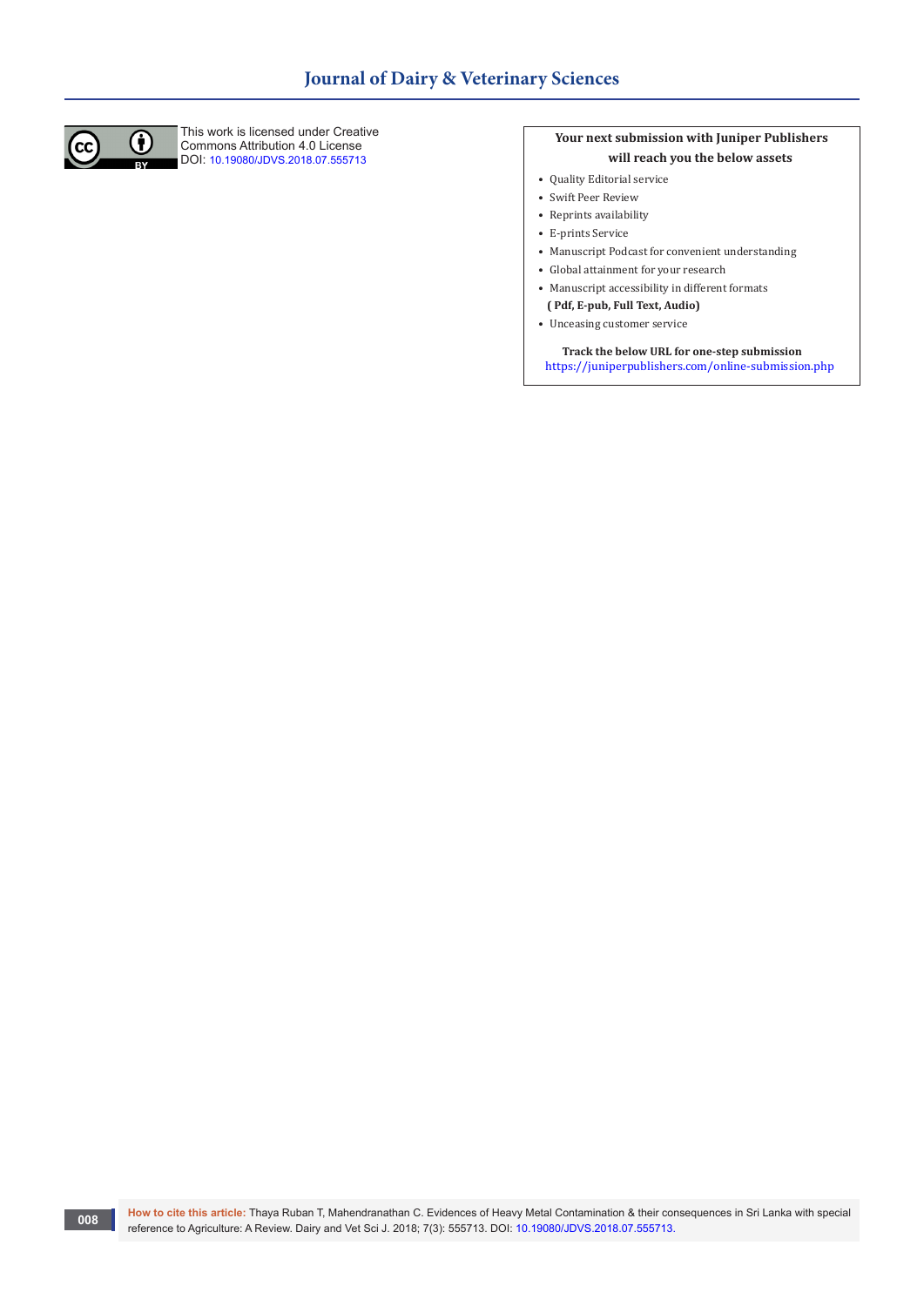This work is licensed under Creative Commons Attribution 4.0 License
DOI: 10.19080/JDVS.2018.07.555713

**Your next submission with Juniper Publishers will reach you the below assets**

- Quality Editorial service
- Swift Peer Review
- Reprints availability
- E-prints Service
- Manuscript Podcast for convenient understanding
- Global attainment for your research
- Manuscript accessibility in different formats

**( Pdf, E-pub, Full Text, Audio)**

- Unceasing customer service

**Track the below URL for one-step submission**
https://juniperpublishers.com/online-submission.php

**How to cite this article:** Thaya Ruban T, Mahendranathan C. Evidences of Heavy Metal Contamination & their consequences in Sri Lanka with special reference to Agriculture: A Review. Dairy and Vet Sci J. 2018; 7(3): 555713. DOI: 10.19080/JDVS.2018.07.555713.